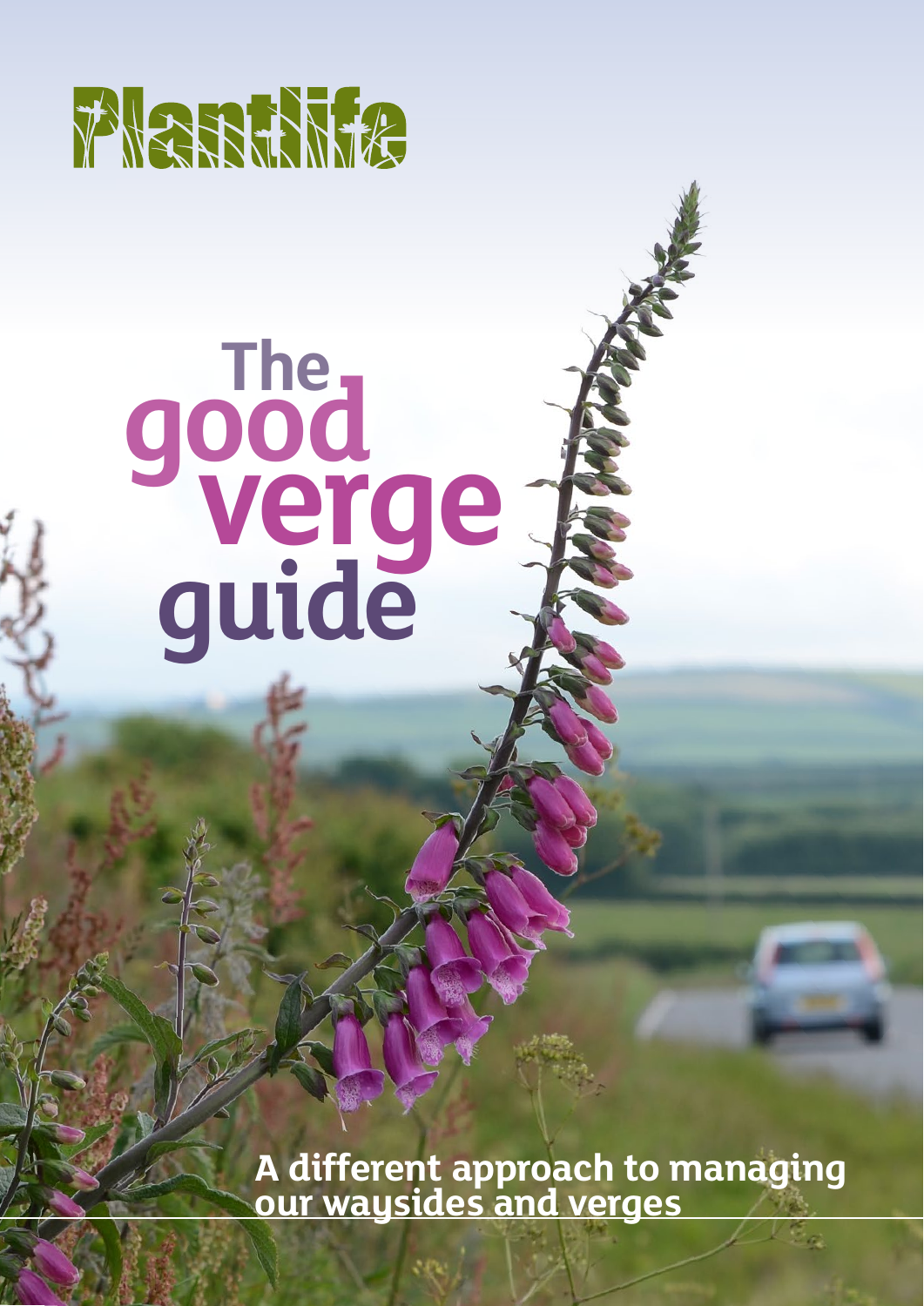Plantlife

# The good verge guide

## A different approach to managing our waysides and verges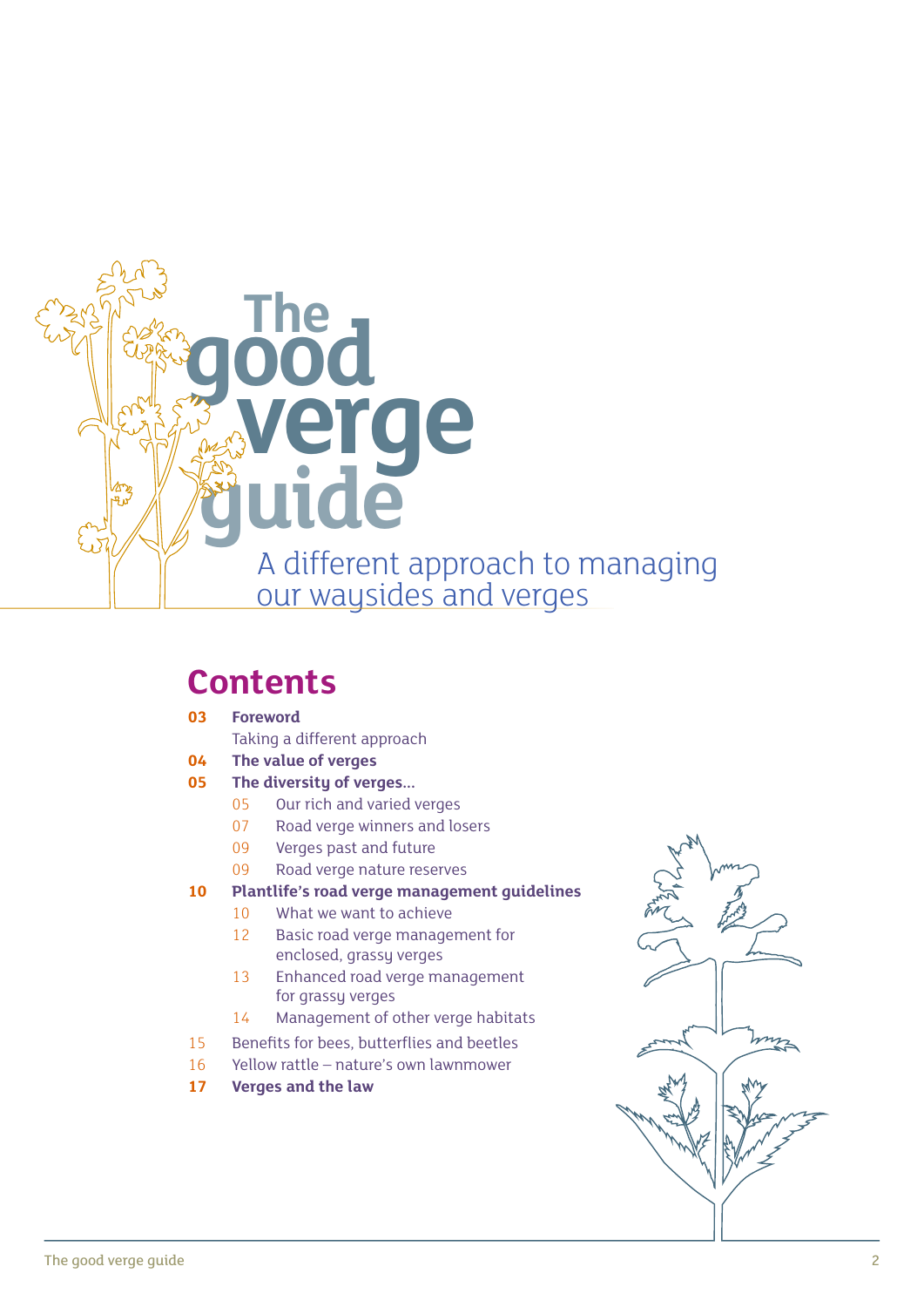# The good verge guide

A different approach to managing our waysides and verges

## Contents

**03** **Foreword**
Taking a different approach

**04** **The value of verges**

**05** **The diversity of verges...**
- 05 Our rich and varied verges
- 07 Road verge winners and losers
- 09 Verges past and future
- 09 Road verge nature reserves

**10** **Plantlife's road verge management guidelines**
- 10 What we want to achieve
- 12 Basic road verge management for enclosed, grassy verges
- 13 Enhanced road verge management for grassy verges
- 14 Management of other verge habitats

15 Benefits for bees, butterflies and beetles

16 Yellow rattle – nature's own lawnmower

**17** **Verges and the law**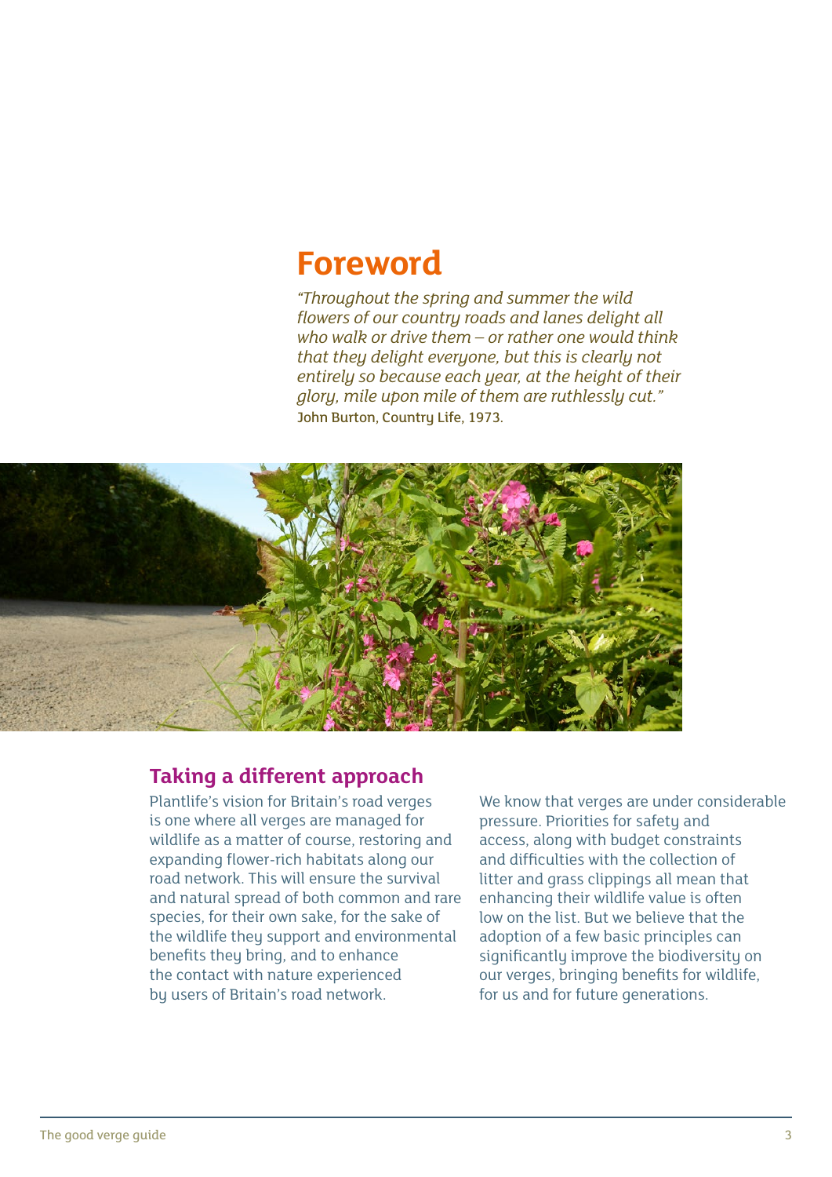# Foreword

*"Throughout the spring and summer the wild flowers of our country roads and lanes delight all who walk or drive them – or rather one would think that they delight everyone, but this is clearly not entirely so because each year, at the height of their glory, mile upon mile of them are ruthlessly cut."*
John Burton, Country Life, 1973.

## Taking a different approach

Plantlife's vision for Britain's road verges is one where all verges are managed for wildlife as a matter of course, restoring and expanding flower-rich habitats along our road network. This will ensure the survival and natural spread of both common and rare species, for their own sake, for the sake of the wildlife they support and environmental benefits they bring, and to enhance the contact with nature experienced by users of Britain's road network.

We know that verges are under considerable pressure. Priorities for safety and access, along with budget constraints and difficulties with the collection of litter and grass clippings all mean that enhancing their wildlife value is often low on the list. But we believe that the adoption of a few basic principles can significantly improve the biodiversity on our verges, bringing benefits for wildlife, for us and for future generations.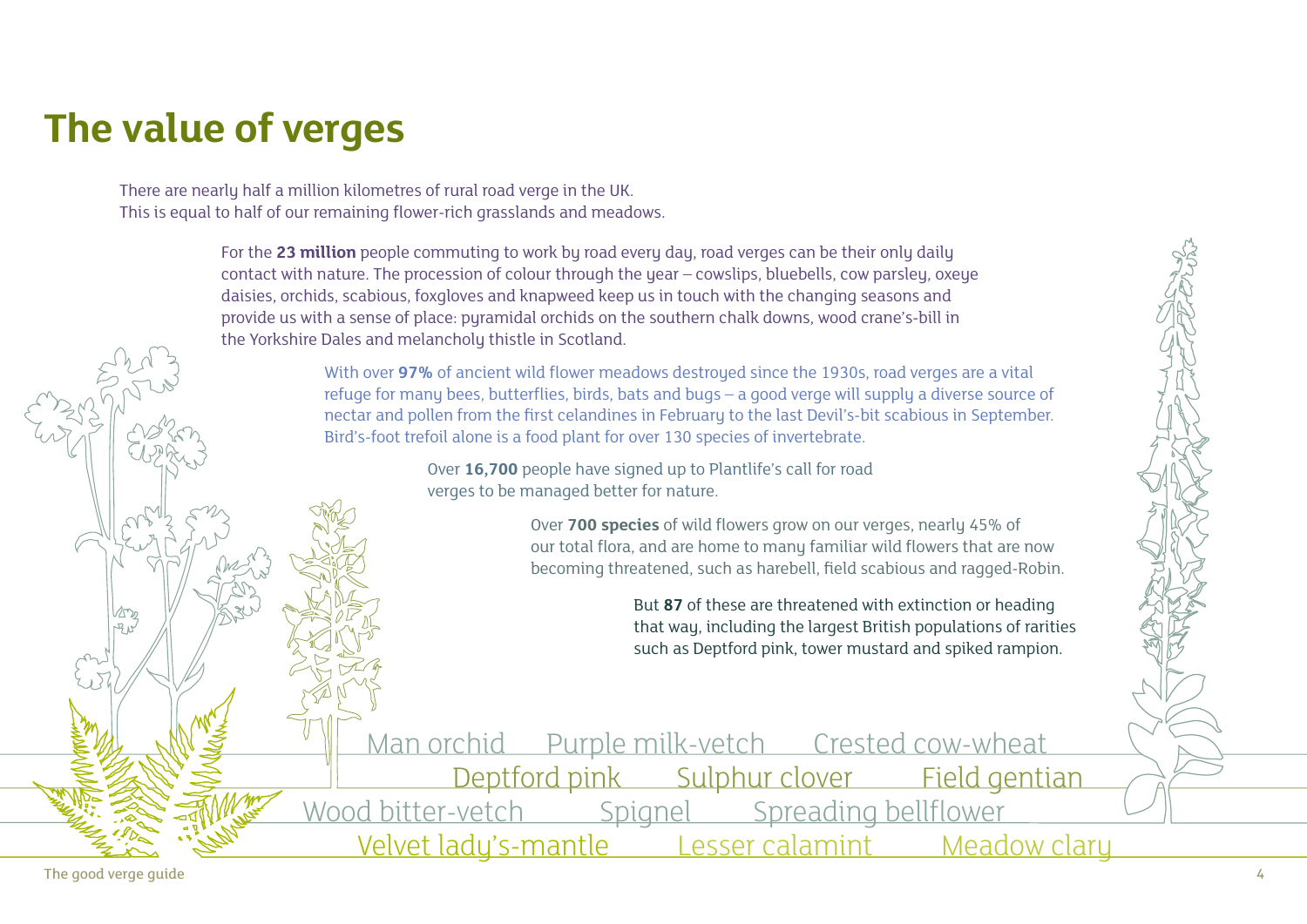# The value of verges

There are nearly half a million kilometres of rural road verge in the UK.
This is equal to half of our remaining flower-rich grasslands and meadows.

For the **23 million** people commuting to work by road every day, road verges can be their only daily contact with nature. The procession of colour through the year – cowslips, bluebells, cow parsley, oxeye daisies, orchids, scabious, foxgloves and knapweed keep us in touch with the changing seasons and provide us with a sense of place: pyramidal orchids on the southern chalk downs, wood crane's-bill in the Yorkshire Dales and melancholy thistle in Scotland.

With over **97%** of ancient wild flower meadows destroyed since the 1930s, road verges are a vital refuge for many bees, butterflies, birds, bats and bugs – a good verge will supply a diverse source of nectar and pollen from the first celandines in February to the last Devil's-bit scabious in September. Bird's-foot trefoil alone is a food plant for over 130 species of invertebrate.

Over **16,700** people have signed up to Plantlife's call for road verges to be managed better for nature.

Over **700 species** of wild flowers grow on our verges, nearly 45% of our total flora, and are home to many familiar wild flowers that are now becoming threatened, such as harebell, field scabious and ragged-Robin.

But **87** of these are threatened with extinction or heading that way, including the largest British populations of rarities such as Deptford pink, tower mustard and spiked rampion.

Man orchid   Purple milk-vetch   Crested cow-wheat
Deptford pink   Sulphur clover   Field gentian
Wood bitter-vetch   Spignel   Spreading bellflower
Velvet lady's-mantle   Lesser calamint   Meadow clary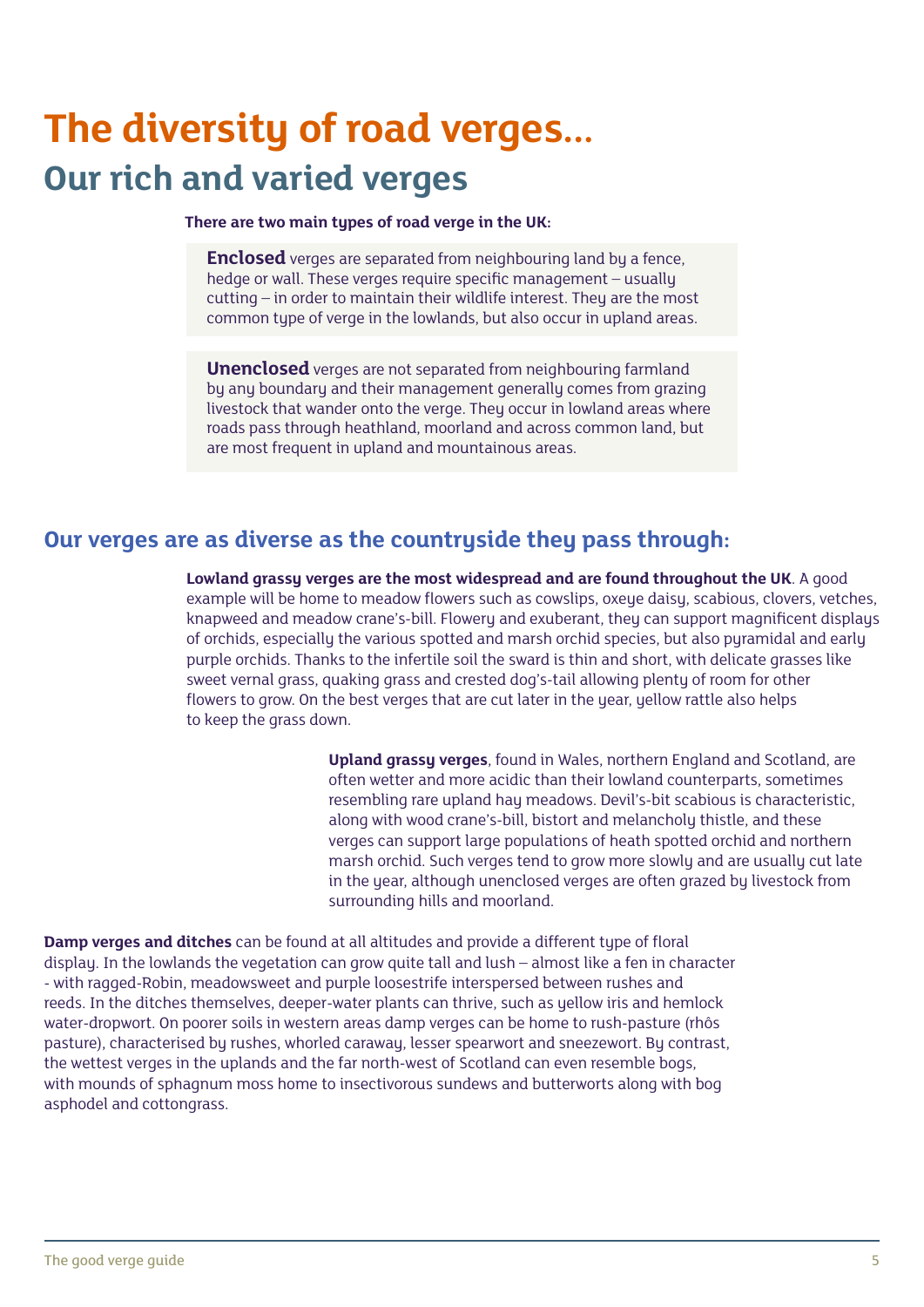# The diversity of road verges…

## Our rich and varied verges

**There are two main types of road verge in the UK:**

**Enclosed** verges are separated from neighbouring land by a fence, hedge or wall. These verges require specific management – usually cutting – in order to maintain their wildlife interest. They are the most common type of verge in the lowlands, but also occur in upland areas.

**Unenclosed** verges are not separated from neighbouring farmland by any boundary and their management generally comes from grazing livestock that wander onto the verge. They occur in lowland areas where roads pass through heathland, moorland and across common land, but are most frequent in upland and mountainous areas.

### Our verges are as diverse as the countryside they pass through:

**Lowland grassy verges are the most widespread and are found throughout the UK**. A good example will be home to meadow flowers such as cowslips, oxeye daisy, scabious, clovers, vetches, knapweed and meadow crane's-bill. Flowery and exuberant, they can support magnificent displays of orchids, especially the various spotted and marsh orchid species, but also pyramidal and early purple orchids. Thanks to the infertile soil the sward is thin and short, with delicate grasses like sweet vernal grass, quaking grass and crested dog's-tail allowing plenty of room for other flowers to grow. On the best verges that are cut later in the year, yellow rattle also helps to keep the grass down.

**Upland grassy verges**, found in Wales, northern England and Scotland, are often wetter and more acidic than their lowland counterparts, sometimes resembling rare upland hay meadows. Devil's-bit scabious is characteristic, along with wood crane's-bill, bistort and melancholy thistle, and these verges can support large populations of heath spotted orchid and northern marsh orchid. Such verges tend to grow more slowly and are usually cut late in the year, although unenclosed verges are often grazed by livestock from surrounding hills and moorland.

**Damp verges and ditches** can be found at all altitudes and provide a different type of floral display. In the lowlands the vegetation can grow quite tall and lush – almost like a fen in character - with ragged-Robin, meadowsweet and purple loosestrife interspersed between rushes and reeds. In the ditches themselves, deeper-water plants can thrive, such as yellow iris and hemlock water-dropwort. On poorer soils in western areas damp verges can be home to rush-pasture (rhôs pasture), characterised by rushes, whorled caraway, lesser spearwort and sneezewort. By contrast, the wettest verges in the uplands and the far north-west of Scotland can even resemble bogs, with mounds of sphagnum moss home to insectivorous sundews and butterworts along with bog asphodel and cottongrass.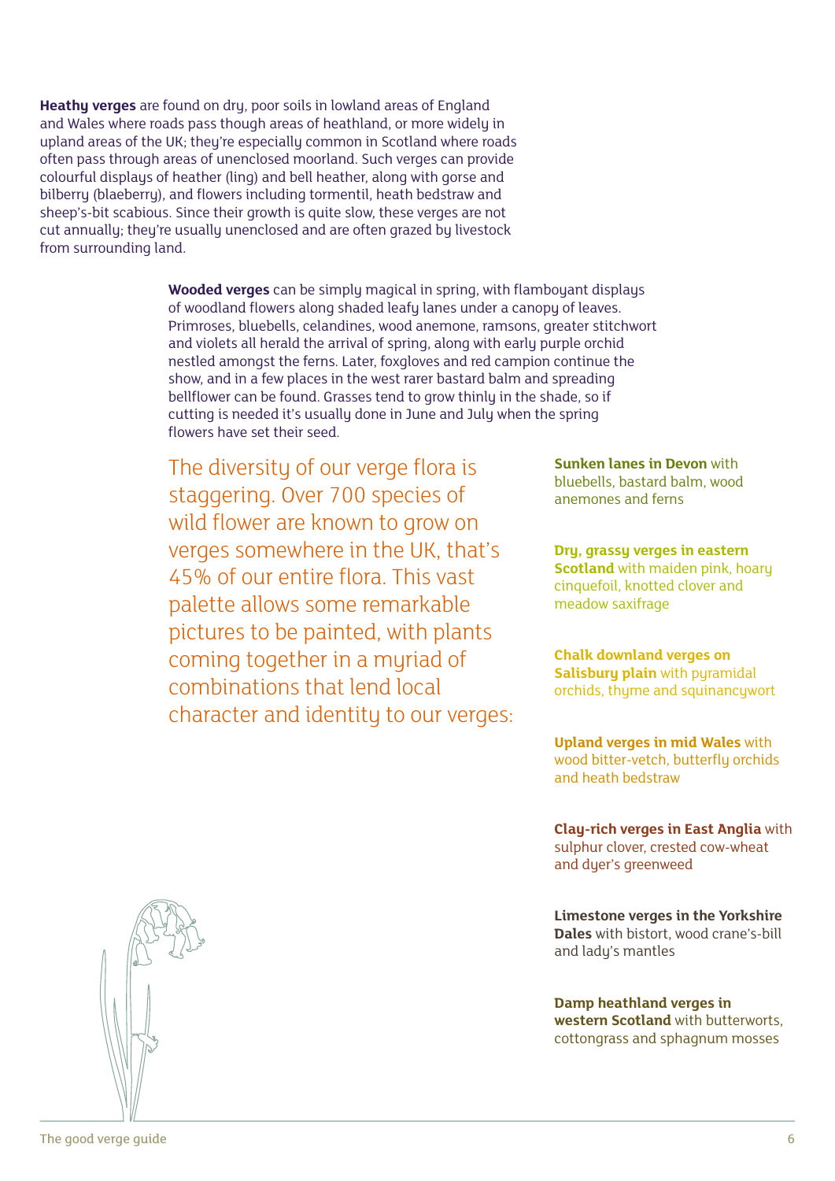**Heathy verges** are found on dry, poor soils in lowland areas of England and Wales where roads pass though areas of heathland, or more widely in upland areas of the UK; they're especially common in Scotland where roads often pass through areas of unenclosed moorland. Such verges can provide colourful displays of heather (ling) and bell heather, along with gorse and bilberry (blaeberry), and flowers including tormentil, heath bedstraw and sheep's-bit scabious. Since their growth is quite slow, these verges are not cut annually; they're usually unenclosed and are often grazed by livestock from surrounding land.

**Wooded verges** can be simply magical in spring, with flamboyant displays of woodland flowers along shaded leafy lanes under a canopy of leaves. Primroses, bluebells, celandines, wood anemone, ramsons, greater stitchwort and violets all herald the arrival of spring, along with early purple orchid nestled amongst the ferns. Later, foxgloves and red campion continue the show, and in a few places in the west rarer bastard balm and spreading bellflower can be found. Grasses tend to grow thinly in the shade, so if cutting is needed it's usually done in June and July when the spring flowers have set their seed.

The diversity of our verge flora is staggering. Over 700 species of wild flower are known to grow on verges somewhere in the UK, that's 45% of our entire flora. This vast palette allows some remarkable pictures to be painted, with plants coming together in a myriad of combinations that lend local character and identity to our verges:

**Sunken lanes in Devon** with bluebells, bastard balm, wood anemones and ferns

**Dry, grassy verges in eastern Scotland** with maiden pink, hoary cinquefoil, knotted clover and meadow saxifrage

**Chalk downland verges on Salisbury plain** with pyramidal orchids, thyme and squinancywort

**Upland verges in mid Wales** with wood bitter-vetch, butterfly orchids and heath bedstraw

**Clay-rich verges in East Anglia** with sulphur clover, crested cow-wheat and dyer's greenweed

**Limestone verges in the Yorkshire Dales** with bistort, wood crane's-bill and lady's mantles

**Damp heathland verges in western Scotland** with butterworts, cottongrass and sphagnum mosses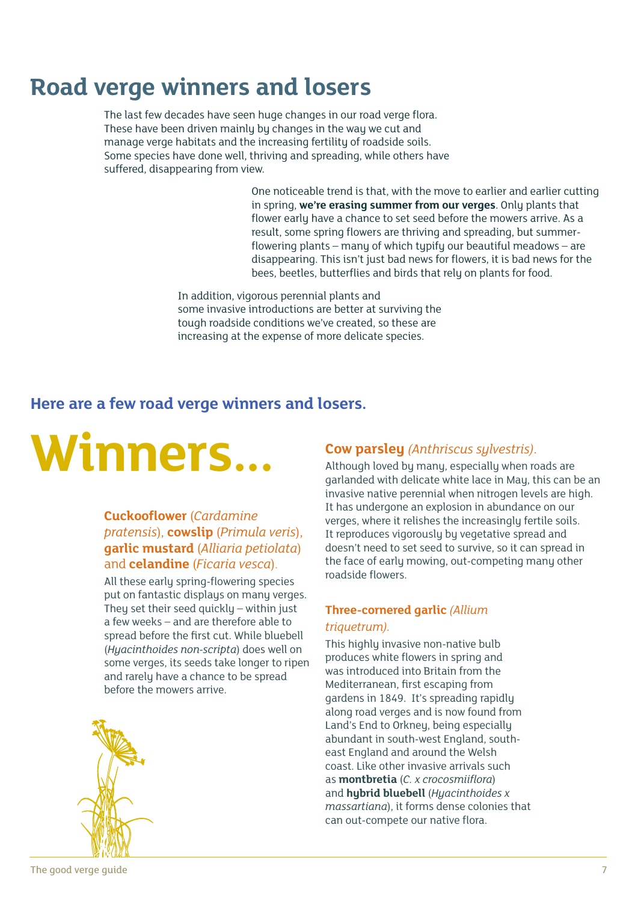# Road verge winners and losers

The last few decades have seen huge changes in our road verge flora. These have been driven mainly by changes in the way we cut and manage verge habitats and the increasing fertility of roadside soils. Some species have done well, thriving and spreading, while others have suffered, disappearing from view.

One noticeable trend is that, with the move to earlier and earlier cutting in spring, **we're erasing summer from our verges**. Only plants that flower early have a chance to set seed before the mowers arrive. As a result, some spring flowers are thriving and spreading, but summer-flowering plants – many of which typify our beautiful meadows – are disappearing. This isn't just bad news for flowers, it is bad news for the bees, beetles, butterflies and birds that rely on plants for food.

In addition, vigorous perennial plants and some invasive introductions are better at surviving the tough roadside conditions we've created, so these are increasing at the expense of more delicate species.

## Here are a few road verge winners and losers.

# Winners...

### **Cuckooflower** (*Cardamine pratensis*), **cowslip** (*Primula veris*), **garlic mustard** (*Alliaria petiolata*) and **celandine** (*Ficaria vesca*).

All these early spring-flowering species put on fantastic displays on many verges. They set their seed quickly – within just a few weeks – and are therefore able to spread before the first cut. While bluebell (*Hyacinthoides non-scripta*) does well on some verges, its seeds take longer to ripen and rarely have a chance to be spread before the mowers arrive.

### **Cow parsley** *(Anthriscus sylvestris)*.

Although loved by many, especially when roads are garlanded with delicate white lace in May, this can be an invasive native perennial when nitrogen levels are high. It has undergone an explosion in abundance on our verges, where it relishes the increasingly fertile soils. It reproduces vigorously by vegetative spread and doesn't need to set seed to survive, so it can spread in the face of early mowing, out-competing many other roadside flowers.

### **Three-cornered garlic** *(Allium triquetrum)*.

This highly invasive non-native bulb produces white flowers in spring and was introduced into Britain from the Mediterranean, first escaping from gardens in 1849. It's spreading rapidly along road verges and is now found from Land's End to Orkney, being especially abundant in south-west England, south-east England and around the Welsh coast. Like other invasive arrivals such as **montbretia** (*C. x crocosmiiflora*) and **hybrid bluebell** (*Hyacinthoides x massartiana*), it forms dense colonies that can out-compete our native flora.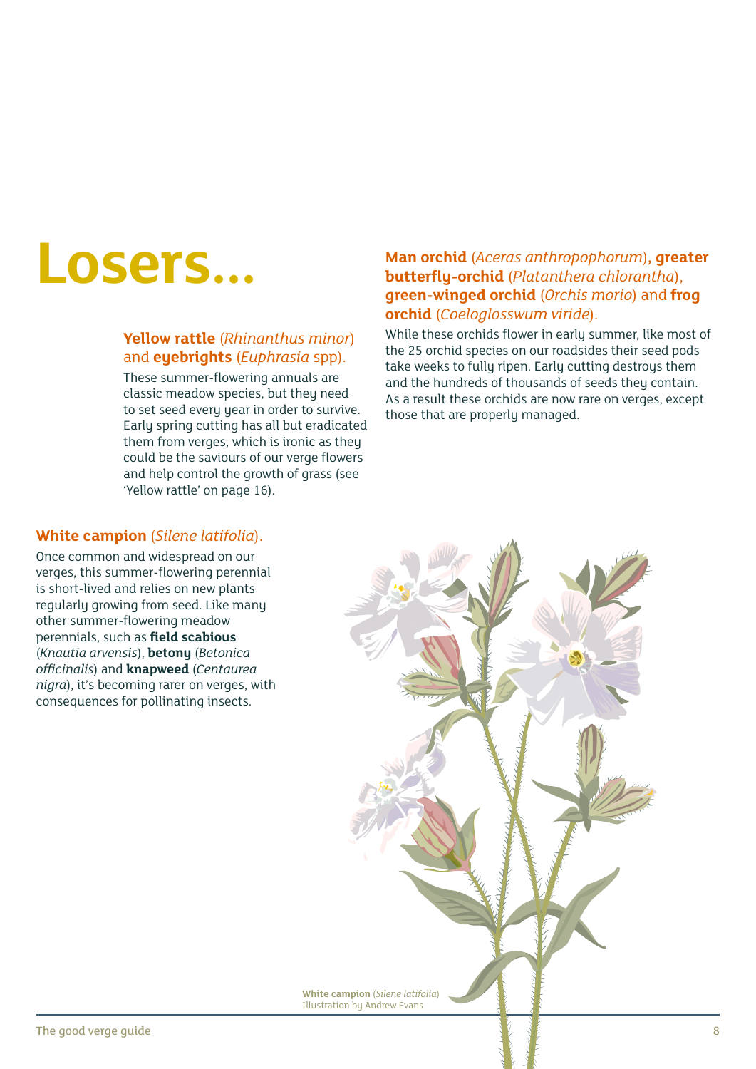# Losers…

### **Yellow rattle** (*Rhinanthus minor*) and **eyebrights** (*Euphrasia* spp).

These summer-flowering annuals are classic meadow species, but they need to set seed every year in order to survive. Early spring cutting has all but eradicated them from verges, which is ironic as they could be the saviours of our verge flowers and help control the growth of grass (see 'Yellow rattle' on page 16).

### **Man orchid** (*Aceras anthropophorum*), **greater butterfly-orchid** (*Platanthera chlorantha*), **green-winged orchid** (*Orchis morio*) and **frog orchid** (*Coeloglosswum viride*).

While these orchids flower in early summer, like most of the 25 orchid species on our roadsides their seed pods take weeks to fully ripen. Early cutting destroys them and the hundreds of thousands of seeds they contain. As a result these orchids are now rare on verges, except those that are properly managed.

### **White campion** (*Silene latifolia*).

Once common and widespread on our verges, this summer-flowering perennial is short-lived and relies on new plants regularly growing from seed. Like many other summer-flowering meadow perennials, such as **field scabious** (*Knautia arvensis*), **betony** (*Betonica officinalis*) and **knapweed** (*Centaurea nigra*), it's becoming rarer on verges, with consequences for pollinating insects.

**White campion** (*Silene latifolia*)
Illustration by Andrew Evans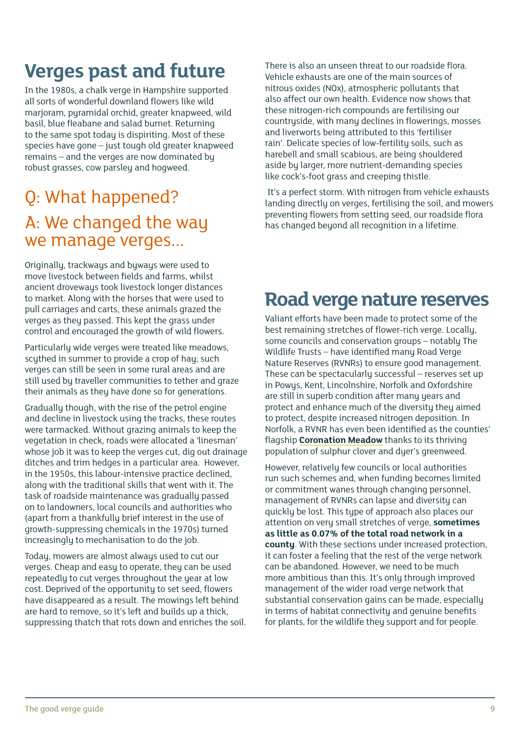# Verges past and future

In the 1980s, a chalk verge in Hampshire supported all sorts of wonderful downland flowers like wild marjoram, pyramidal orchid, greater knapweed, wild basil, blue fleabane and salad burnet. Returning to the same spot today is dispiriting. Most of these species have gone – just tough old greater knapweed remains – and the verges are now dominated by robust grasses, cow parsley and hogweed.

## Q: What happened?

## A: We changed the way we manage verges...

Originally, trackways and byways were used to move livestock between fields and farms, whilst ancient droveways took livestock longer distances to market. Along with the horses that were used to pull carriages and carts, these animals grazed the verges as they passed. This kept the grass under control and encouraged the growth of wild flowers.

Particularly wide verges were treated like meadows, scythed in summer to provide a crop of hay; such verges can still be seen in some rural areas and are still used by traveller communities to tether and graze their animals as they have done so for generations.

Gradually though, with the rise of the petrol engine and decline in livestock using the tracks, these routes were tarmacked. Without grazing animals to keep the vegetation in check, roads were allocated a 'linesman' whose job it was to keep the verges cut, dig out drainage ditches and trim hedges in a particular area. However, in the 1950s, this labour-intensive practice declined, along with the traditional skills that went with it. The task of roadside maintenance was gradually passed on to landowners, local councils and authorities who (apart from a thankfully brief interest in the use of growth-suppressing chemicals in the 1970s) turned increasingly to mechanisation to do the job.

Today, mowers are almost always used to cut our verges. Cheap and easy to operate, they can be used repeatedly to cut verges throughout the year at low cost. Deprived of the opportunity to set seed, flowers have disappeared as a result. The mowings left behind are hard to remove, so it's left and builds up a thick, suppressing thatch that rots down and enriches the soil.

There is also an unseen threat to our roadside flora. Vehicle exhausts are one of the main sources of nitrous oxides (NOx), atmospheric pollutants that also affect our own health. Evidence now shows that these nitrogen-rich compounds are fertilising our countryside, with many declines in flowerings, mosses and liverworts being attributed to this 'fertiliser rain'. Delicate species of low-fertility soils, such as harebell and small scabious, are being shouldered aside by larger, more nutrient-demanding species like cock's-foot grass and creeping thistle.

It's a perfect storm. With nitrogen from vehicle exhausts landing directly on verges, fertilising the soil, and mowers preventing flowers from setting seed, our roadside flora has changed beyond all recognition in a lifetime.

# Road verge nature reserves

Valiant efforts have been made to protect some of the best remaining stretches of flower-rich verge. Locally, some councils and conservation groups – notably The Wildlife Trusts – have identified many Road Verge Nature Reserves (RVNRs) to ensure good management. These can be spectacularly successful – reserves set up in Powys, Kent, Lincolnshire, Norfolk and Oxfordshire are still in superb condition after many years and protect and enhance much of the diversity they aimed to protect, despite increased nitrogen deposition. In Norfolk, a RVNR has even been identified as the counties' flagship **Coronation Meadow** thanks to its thriving population of sulphur clover and dyer's greenweed.

However, relatively few councils or local authorities run such schemes and, when funding becomes limited or commitment wanes through changing personnel, management of RVNRs can lapse and diversity can quickly be lost. This type of approach also places our attention on very small stretches of verge, **sometimes as little as 0.07% of the total road network in a county**. With these sections under increased protection, it can foster a feeling that the rest of the verge network can be abandoned. However, we need to be much more ambitious than this. It's only through improved management of the wider road verge network that substantial conservation gains can be made, especially in terms of habitat connectivity and genuine benefits for plants, for the wildlife they support and for people.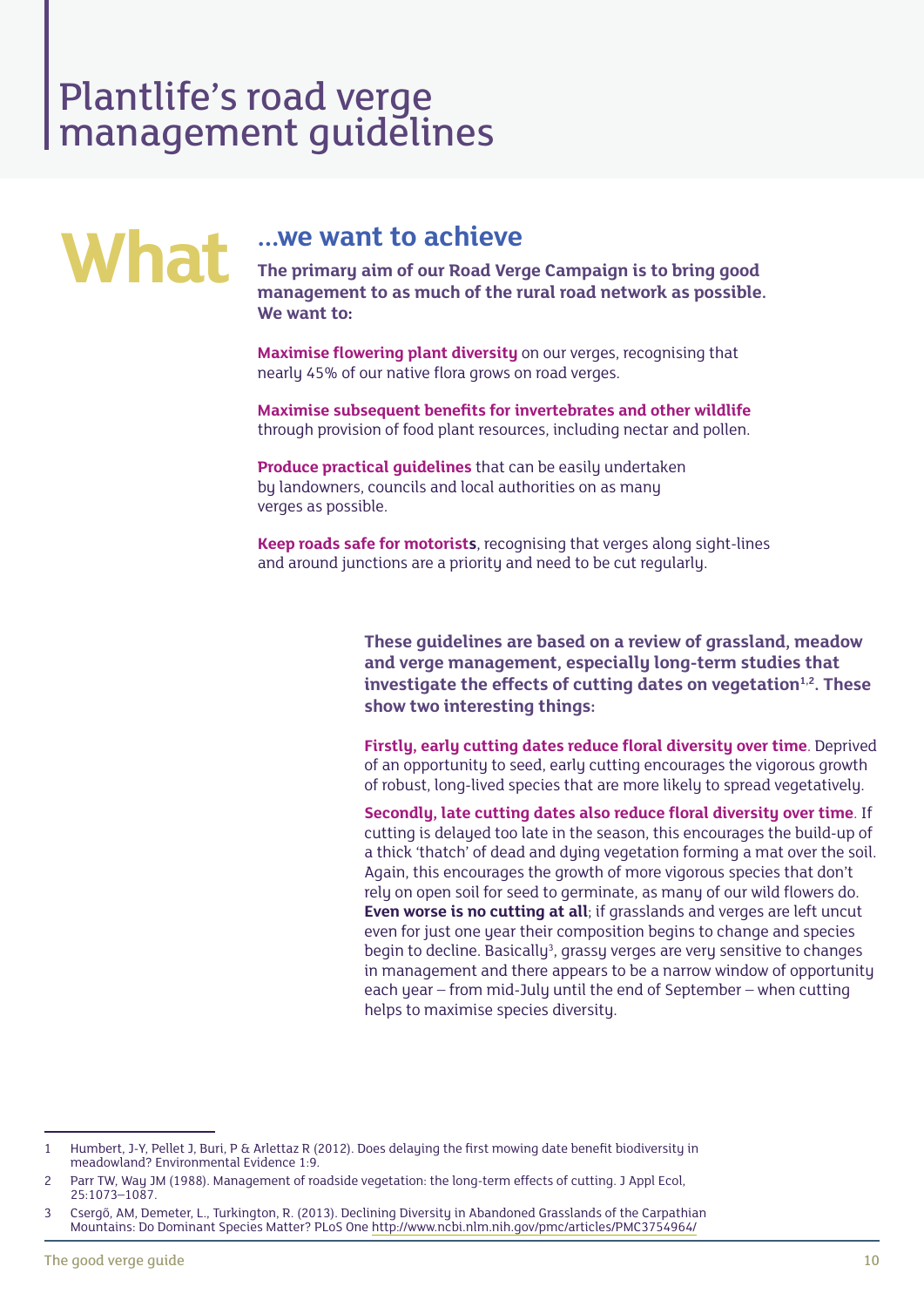# Plantlife's road verge management guidelines

## What ...we want to achieve

**The primary aim of our Road Verge Campaign is to bring good management to as much of the rural road network as possible. We want to:**

**Maximise flowering plant diversity** on our verges, recognising that nearly 45% of our native flora grows on road verges.

**Maximise subsequent benefits for invertebrates and other wildlife** through provision of food plant resources, including nectar and pollen.

**Produce practical guidelines** that can be easily undertaken by landowners, councils and local authorities on as many verges as possible.

**Keep roads safe for motorists**, recognising that verges along sight-lines and around junctions are a priority and need to be cut regularly.

**These guidelines are based on a review of grassland, meadow and verge management, especially long-term studies that investigate the effects of cutting dates on vegetation[1,2]. These show two interesting things:**

**Firstly, early cutting dates reduce floral diversity over time**. Deprived of an opportunity to seed, early cutting encourages the vigorous growth of robust, long-lived species that are more likely to spread vegetatively.

**Secondly, late cutting dates also reduce floral diversity over time**. If cutting is delayed too late in the season, this encourages the build-up of a thick 'thatch' of dead and dying vegetation forming a mat over the soil. Again, this encourages the growth of more vigorous species that don't rely on open soil for seed to germinate, as many of our wild flowers do. **Even worse is no cutting at all**; if grasslands and verges are left uncut even for just one year their composition begins to change and species begin to decline. Basically[3], grassy verges are very sensitive to changes in management and there appears to be a narrow window of opportunity each year – from mid-July until the end of September – when cutting helps to maximise species diversity.

---

1 Humbert, J-Y, Pellet J, Buri, P & Arlettaz R (2012). Does delaying the first mowing date benefit biodiversity in meadowland? Environmental Evidence 1:9.

2 Parr TW, Way JM (1988). Management of roadside vegetation: the long-term effects of cutting. J Appl Ecol, 25:1073–1087.

3 Csergő, AM, Demeter, L., Turkington, R. (2013). Declining Diversity in Abandoned Grasslands of the Carpathian Mountains: Do Dominant Species Matter? PLoS One http://www.ncbi.nlm.nih.gov/pmc/articles/PMC3754964/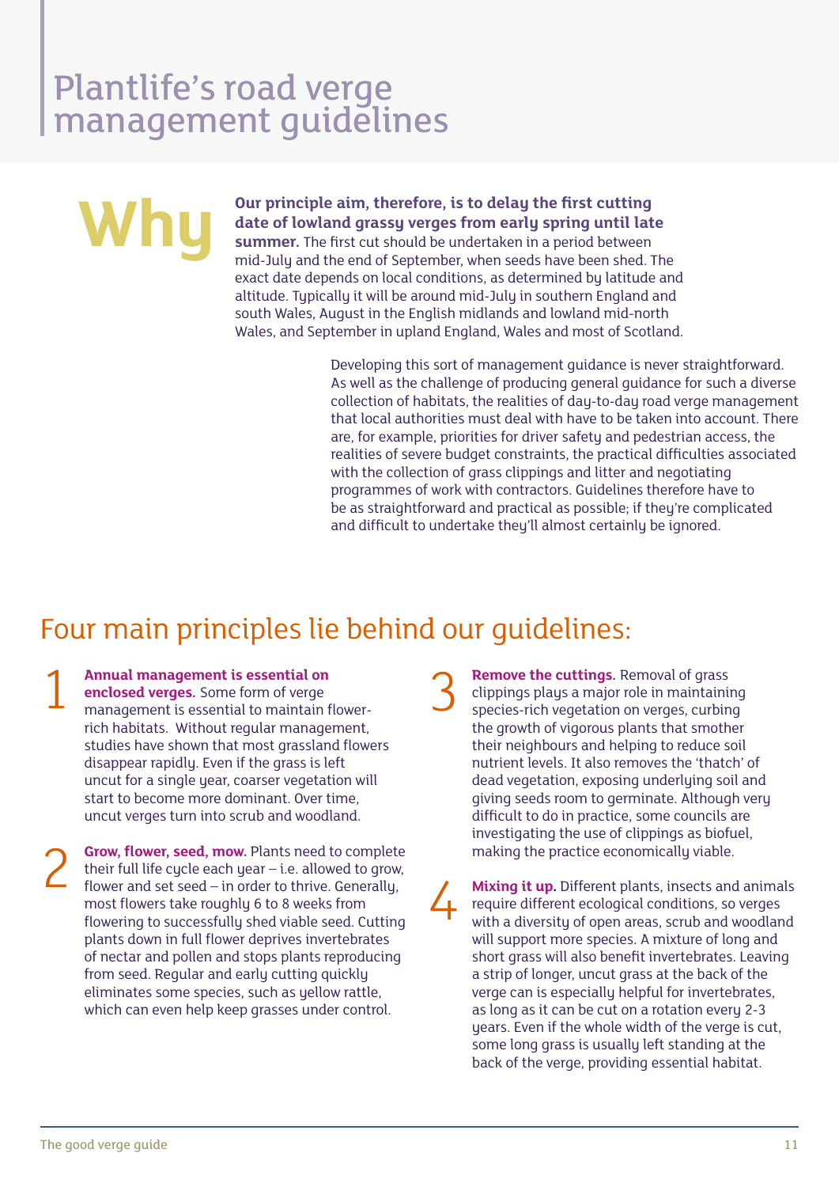# Plantlife's road verge management guidelines

## Why

**Our principle aim, therefore, is to delay the first cutting date of lowland grassy verges from early spring until late summer.** The first cut should be undertaken in a period between mid-July and the end of September, when seeds have been shed. The exact date depends on local conditions, as determined by latitude and altitude. Typically it will be around mid-July in southern England and south Wales, August in the English midlands and lowland mid-north Wales, and September in upland England, Wales and most of Scotland.

Developing this sort of management guidance is never straightforward. As well as the challenge of producing general guidance for such a diverse collection of habitats, the realities of day-to-day road verge management that local authorities must deal with have to be taken into account. There are, for example, priorities for driver safety and pedestrian access, the realities of severe budget constraints, the practical difficulties associated with the collection of grass clippings and litter and negotiating programmes of work with contractors. Guidelines therefore have to be as straightforward and practical as possible; if they're complicated and difficult to undertake they'll almost certainly be ignored.

## Four main principles lie behind our guidelines:

1. **Annual management is essential on enclosed verges.** Some form of verge management is essential to maintain flower-rich habitats. Without regular management, studies have shown that most grassland flowers disappear rapidly. Even if the grass is left uncut for a single year, coarser vegetation will start to become more dominant. Over time, uncut verges turn into scrub and woodland.

2. **Grow, flower, seed, mow.** Plants need to complete their full life cycle each year – i.e. allowed to grow, flower and set seed – in order to thrive. Generally, most flowers take roughly 6 to 8 weeks from flowering to successfully shed viable seed. Cutting plants down in full flower deprives invertebrates of nectar and pollen and stops plants reproducing from seed. Regular and early cutting quickly eliminates some species, such as yellow rattle, which can even help keep grasses under control.

3. **Remove the cuttings.** Removal of grass clippings plays a major role in maintaining species-rich vegetation on verges, curbing the growth of vigorous plants that smother their neighbours and helping to reduce soil nutrient levels. It also removes the 'thatch' of dead vegetation, exposing underlying soil and giving seeds room to germinate. Although very difficult to do in practice, some councils are investigating the use of clippings as biofuel, making the practice economically viable.

4. **Mixing it up.** Different plants, insects and animals require different ecological conditions, so verges with a diversity of open areas, scrub and woodland will support more species. A mixture of long and short grass will also benefit invertebrates. Leaving a strip of longer, uncut grass at the back of the verge can is especially helpful for invertebrates, as long as it can be cut on a rotation every 2-3 years. Even if the whole width of the verge is cut, some long grass is usually left standing at the back of the verge, providing essential habitat.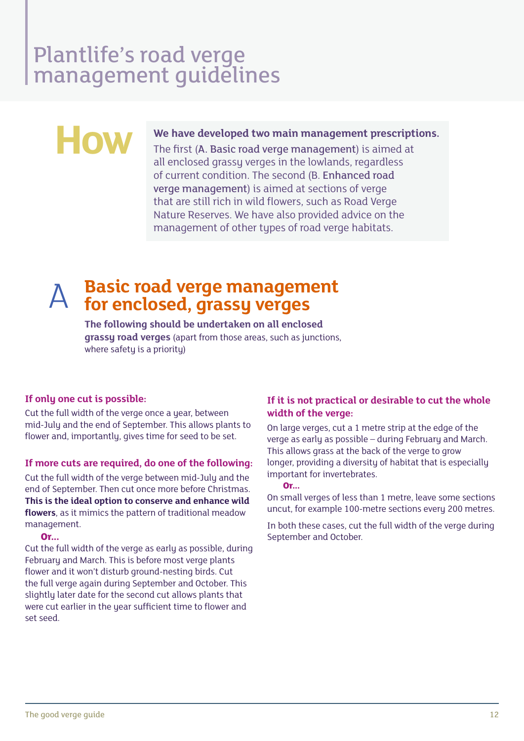# Plantlife's road verge management guidelines

## How

**We have developed two main management prescriptions.** The first (**A. Basic road verge management**) is aimed at all enclosed grassy verges in the lowlands, regardless of current condition. The second (**B. Enhanced road verge management**) is aimed at sections of verge that are still rich in wild flowers, such as Road Verge Nature Reserves. We have also provided advice on the management of other types of road verge habitats.

## A Basic road verge management for enclosed, grassy verges

**The following should be undertaken on all enclosed grassy road verges** (apart from those areas, such as junctions, where safety is a priority)

### If only one cut is possible:

Cut the full width of the verge once a year, between mid-July and the end of September. This allows plants to flower and, importantly, gives time for seed to be set.

### If more cuts are required, do one of the following:

Cut the full width of the verge between mid-July and the end of September. Then cut once more before Christmas. **This is the ideal option to conserve and enhance wild flowers**, as it mimics the pattern of traditional meadow management.

**Or...**

Cut the full width of the verge as early as possible, during February and March. This is before most verge plants flower and it won't disturb ground-nesting birds. Cut the full verge again during September and October. This slightly later date for the second cut allows plants that were cut earlier in the year sufficient time to flower and set seed.

### If it is not practical or desirable to cut the whole width of the verge:

On large verges, cut a 1 metre strip at the edge of the verge as early as possible – during February and March. This allows grass at the back of the verge to grow longer, providing a diversity of habitat that is especially important for invertebrates.

**Or...**

On small verges of less than 1 metre, leave some sections uncut, for example 100-metre sections every 200 metres.

In both these cases, cut the full width of the verge during September and October.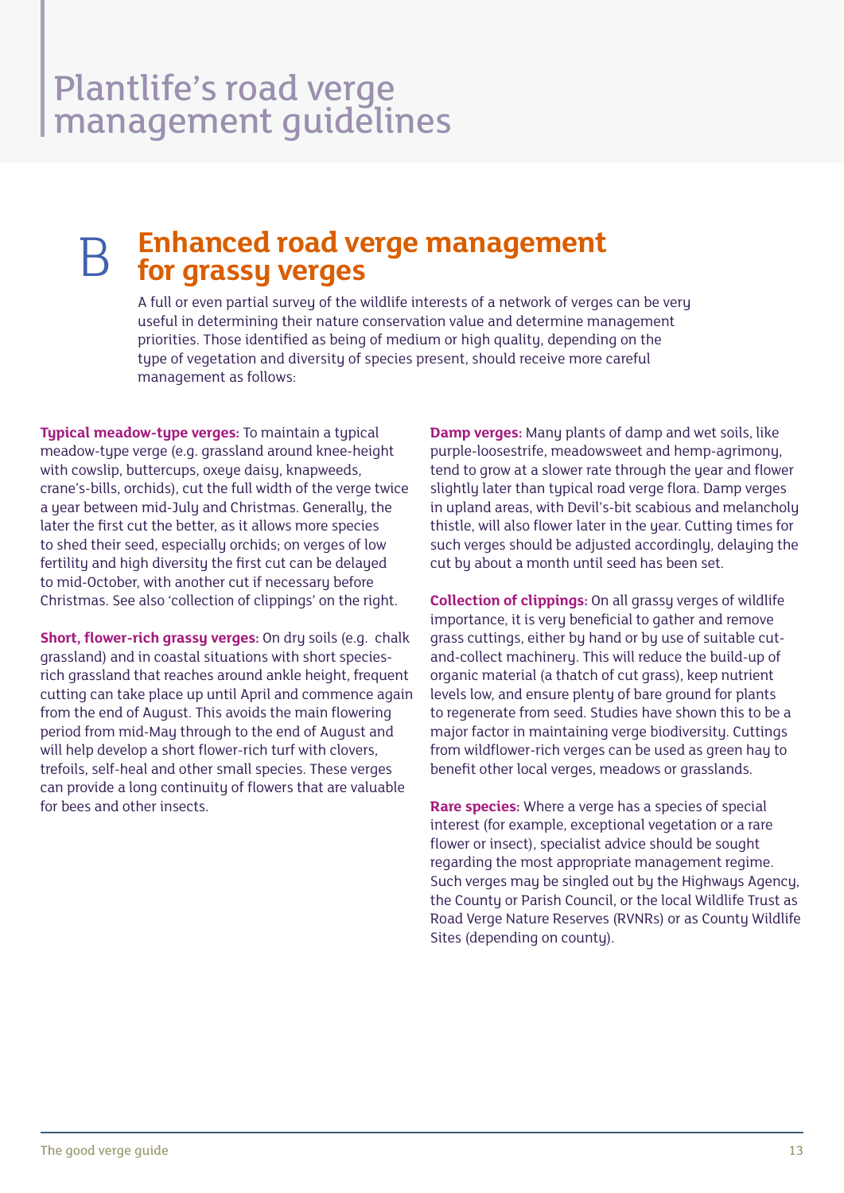# Plantlife's road verge management guidelines

## B Enhanced road verge management for grassy verges

A full or even partial survey of the wildlife interests of a network of verges can be very useful in determining their nature conservation value and determine management priorities. Those identified as being of medium or high quality, depending on the type of vegetation and diversity of species present, should receive more careful management as follows:

**Typical meadow-type verges:** To maintain a typical meadow-type verge (e.g. grassland around knee-height with cowslip, buttercups, oxeye daisy, knapweeds, crane's-bills, orchids), cut the full width of the verge twice a year between mid-July and Christmas. Generally, the later the first cut the better, as it allows more species to shed their seed, especially orchids; on verges of low fertility and high diversity the first cut can be delayed to mid-October, with another cut if necessary before Christmas. See also 'collection of clippings' on the right.

**Short, flower-rich grassy verges:** On dry soils (e.g. chalk grassland) and in coastal situations with short species-rich grassland that reaches around ankle height, frequent cutting can take place up until April and commence again from the end of August. This avoids the main flowering period from mid-May through to the end of August and will help develop a short flower-rich turf with clovers, trefoils, self-heal and other small species. These verges can provide a long continuity of flowers that are valuable for bees and other insects.

**Damp verges:** Many plants of damp and wet soils, like purple-loosestrife, meadowsweet and hemp-agrimony, tend to grow at a slower rate through the year and flower slightly later than typical road verge flora. Damp verges in upland areas, with Devil's-bit scabious and melancholy thistle, will also flower later in the year. Cutting times for such verges should be adjusted accordingly, delaying the cut by about a month until seed has been set.

**Collection of clippings:** On all grassy verges of wildlife importance, it is very beneficial to gather and remove grass cuttings, either by hand or by use of suitable cut-and-collect machinery. This will reduce the build-up of organic material (a thatch of cut grass), keep nutrient levels low, and ensure plenty of bare ground for plants to regenerate from seed. Studies have shown this to be a major factor in maintaining verge biodiversity. Cuttings from wildflower-rich verges can be used as green hay to benefit other local verges, meadows or grasslands.

**Rare species:** Where a verge has a species of special interest (for example, exceptional vegetation or a rare flower or insect), specialist advice should be sought regarding the most appropriate management regime. Such verges may be singled out by the Highways Agency, the County or Parish Council, or the local Wildlife Trust as Road Verge Nature Reserves (RVNRs) or as County Wildlife Sites (depending on county).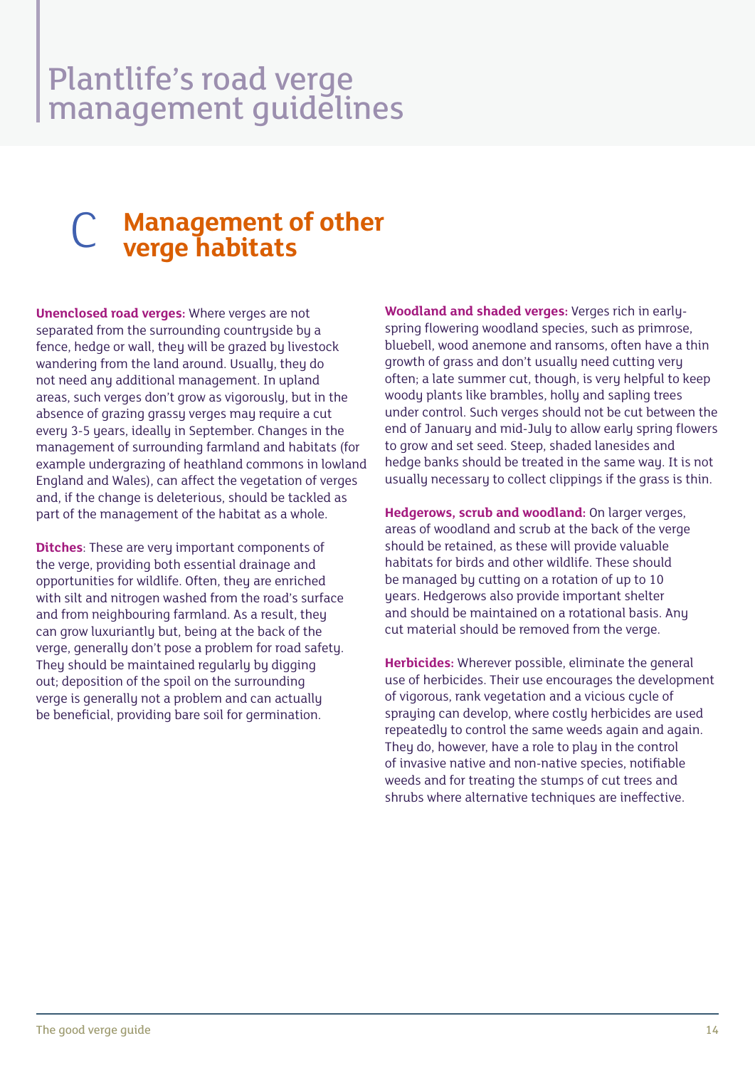# Plantlife's road verge management guidelines

## C Management of other verge habitats

**Unenclosed road verges:** Where verges are not separated from the surrounding countryside by a fence, hedge or wall, they will be grazed by livestock wandering from the land around. Usually, they do not need any additional management. In upland areas, such verges don't grow as vigorously, but in the absence of grazing grassy verges may require a cut every 3-5 years, ideally in September. Changes in the management of surrounding farmland and habitats (for example undergrazing of heathland commons in lowland England and Wales), can affect the vegetation of verges and, if the change is deleterious, should be tackled as part of the management of the habitat as a whole.

**Ditches**: These are very important components of the verge, providing both essential drainage and opportunities for wildlife. Often, they are enriched with silt and nitrogen washed from the road's surface and from neighbouring farmland. As a result, they can grow luxuriantly but, being at the back of the verge, generally don't pose a problem for road safety. They should be maintained regularly by digging out; deposition of the spoil on the surrounding verge is generally not a problem and can actually be beneficial, providing bare soil for germination.

**Woodland and shaded verges:** Verges rich in early-spring flowering woodland species, such as primrose, bluebell, wood anemone and ransoms, often have a thin growth of grass and don't usually need cutting very often; a late summer cut, though, is very helpful to keep woody plants like brambles, holly and sapling trees under control. Such verges should not be cut between the end of January and mid-July to allow early spring flowers to grow and set seed. Steep, shaded lanesides and hedge banks should be treated in the same way. It is not usually necessary to collect clippings if the grass is thin.

**Hedgerows, scrub and woodland:** On larger verges, areas of woodland and scrub at the back of the verge should be retained, as these will provide valuable habitats for birds and other wildlife. These should be managed by cutting on a rotation of up to 10 years. Hedgerows also provide important shelter and should be maintained on a rotational basis. Any cut material should be removed from the verge.

**Herbicides:** Wherever possible, eliminate the general use of herbicides. Their use encourages the development of vigorous, rank vegetation and a vicious cycle of spraying can develop, where costly herbicides are used repeatedly to control the same weeds again and again. They do, however, have a role to play in the control of invasive native and non-native species, notifiable weeds and for treating the stumps of cut trees and shrubs where alternative techniques are ineffective.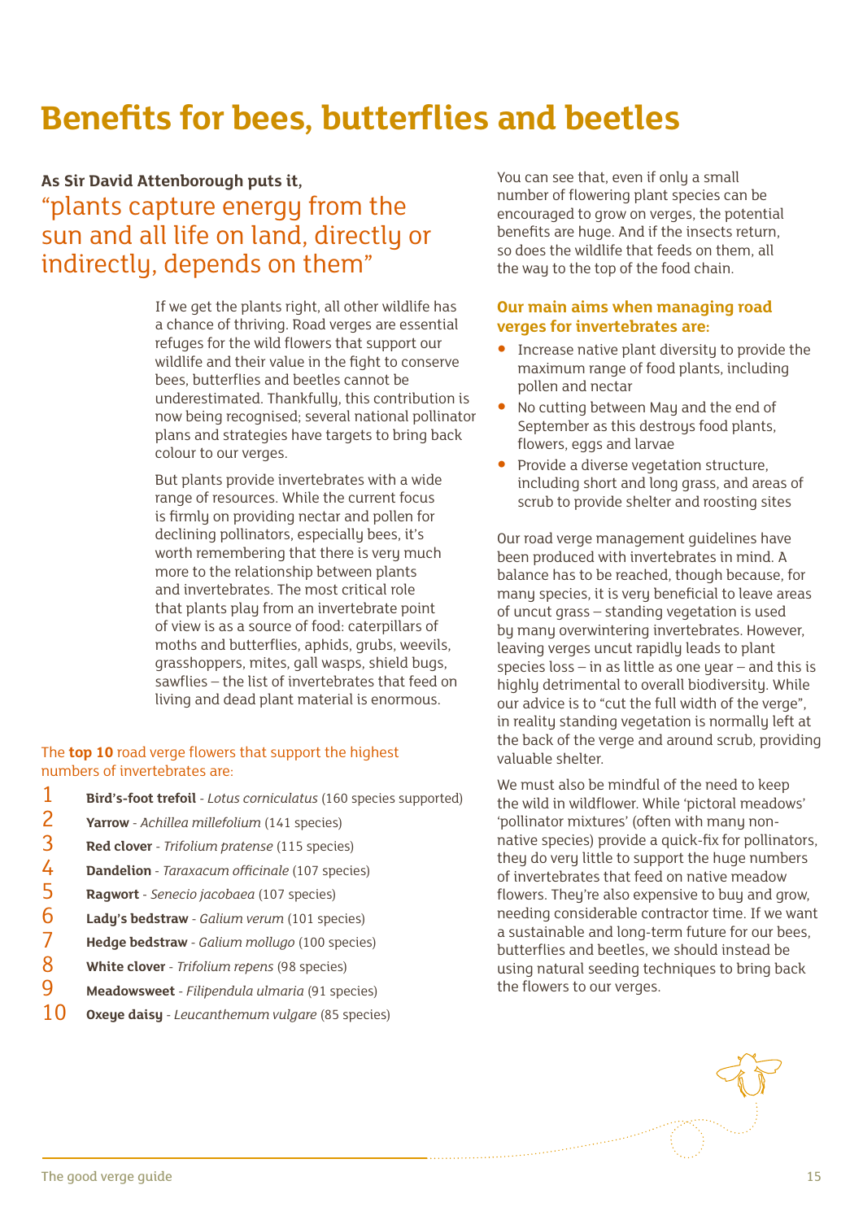# Benefits for bees, butterflies and beetles

**As Sir David Attenborough puts it,**

"plants capture energy from the sun and all life on land, directly or indirectly, depends on them"

If we get the plants right, all other wildlife has a chance of thriving. Road verges are essential refuges for the wild flowers that support our wildlife and their value in the fight to conserve bees, butterflies and beetles cannot be underestimated. Thankfully, this contribution is now being recognised; several national pollinator plans and strategies have targets to bring back colour to our verges.

But plants provide invertebrates with a wide range of resources. While the current focus is firmly on providing nectar and pollen for declining pollinators, especially bees, it's worth remembering that there is very much more to the relationship between plants and invertebrates. The most critical role that plants play from an invertebrate point of view is as a source of food: caterpillars of moths and butterflies, aphids, grubs, weevils, grasshoppers, mites, gall wasps, shield bugs, sawflies – the list of invertebrates that feed on living and dead plant material is enormous.

The **top 10** road verge flowers that support the highest numbers of invertebrates are:

1. **Bird's-foot trefoil** - *Lotus corniculatus* (160 species supported)
2. **Yarrow** - *Achillea millefolium* (141 species)
3. **Red clover** - *Trifolium pratense* (115 species)
4. **Dandelion** - *Taraxacum officinale* (107 species)
5. **Ragwort** - *Senecio jacobaea* (107 species)
6. **Lady's bedstraw** - *Galium verum* (101 species)
7. **Hedge bedstraw** - *Galium mollugo* (100 species)
8. **White clover** - *Trifolium repens* (98 species)
9. **Meadowsweet** - *Filipendula ulmaria* (91 species)
10. **Oxeye daisy** - *Leucanthemum vulgare* (85 species)

You can see that, even if only a small number of flowering plant species can be encouraged to grow on verges, the potential benefits are huge. And if the insects return, so does the wildlife that feeds on them, all the way to the top of the food chain.

### Our main aims when managing road verges for invertebrates are:

- Increase native plant diversity to provide the maximum range of food plants, including pollen and nectar
- No cutting between May and the end of September as this destroys food plants, flowers, eggs and larvae
- Provide a diverse vegetation structure, including short and long grass, and areas of scrub to provide shelter and roosting sites

Our road verge management guidelines have been produced with invertebrates in mind. A balance has to be reached, though because, for many species, it is very beneficial to leave areas of uncut grass – standing vegetation is used by many overwintering invertebrates. However, leaving verges uncut rapidly leads to plant species loss – in as little as one year – and this is highly detrimental to overall biodiversity. While our advice is to "cut the full width of the verge", in reality standing vegetation is normally left at the back of the verge and around scrub, providing valuable shelter.

We must also be mindful of the need to keep the wild in wildflower. While 'pictoral meadows' 'pollinator mixtures' (often with many non-native species) provide a quick-fix for pollinators, they do very little to support the huge numbers of invertebrates that feed on native meadow flowers. They're also expensive to buy and grow, needing considerable contractor time. If we want a sustainable and long-term future for our bees, butterflies and beetles, we should instead be using natural seeding techniques to bring back the flowers to our verges.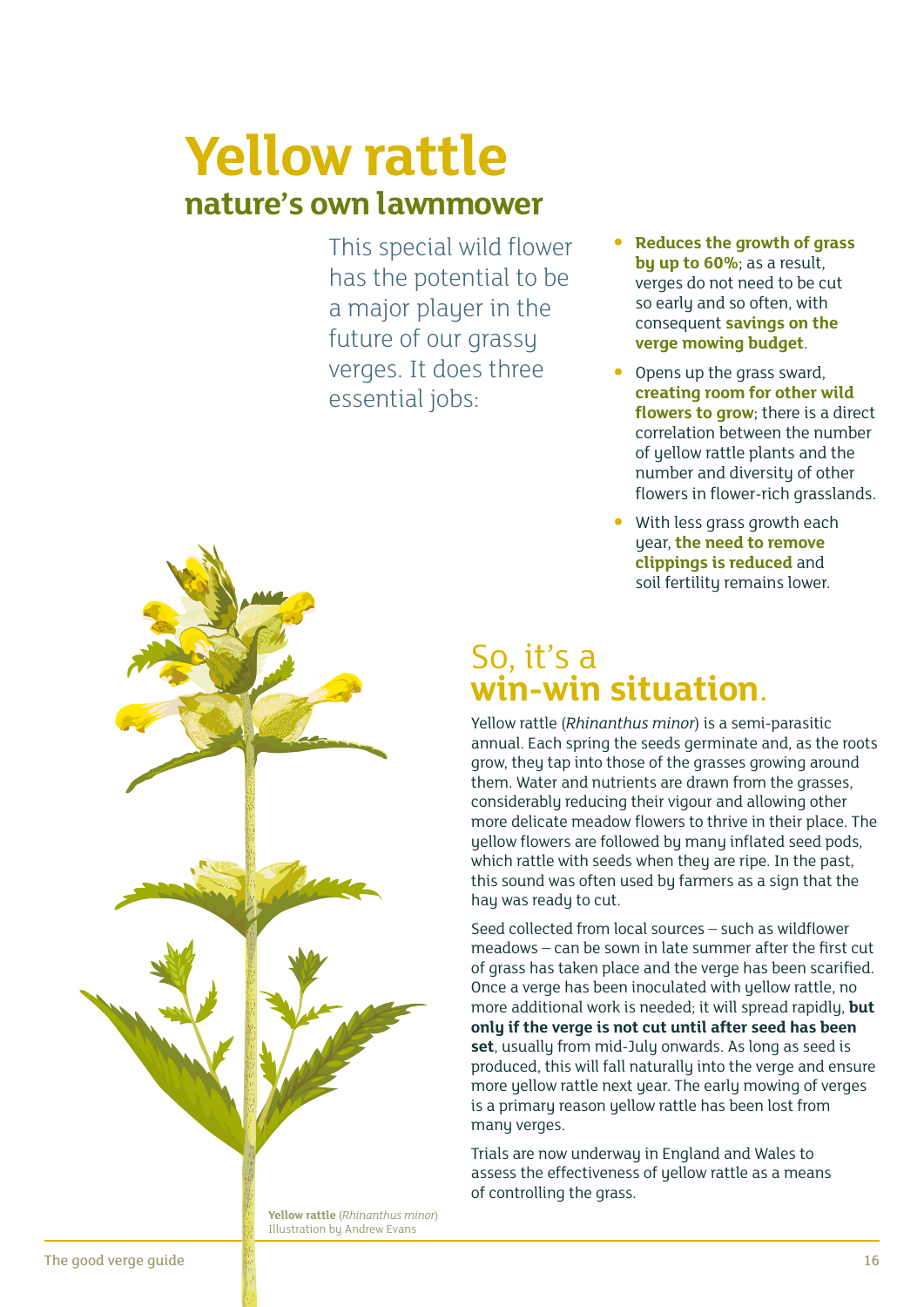# Yellow rattle

## nature's own lawnmower

This special wild flower has the potential to be a major player in the future of our grassy verges. It does three essential jobs:

- **Reduces the growth of grass by up to 60%**; as a result, verges do not need to be cut so early and so often, with consequent **savings on the verge mowing budget**.
- Opens up the grass sward, **creating room for other wild flowers to grow**; there is a direct correlation between the number of yellow rattle plants and the number and diversity of other flowers in flower-rich grasslands.
- With less grass growth each year, **the need to remove clippings is reduced** and soil fertility remains lower.

## So, it's a **win-win situation**.

Yellow rattle (*Rhinanthus minor*) is a semi-parasitic annual. Each spring the seeds germinate and, as the roots grow, they tap into those of the grasses growing around them. Water and nutrients are drawn from the grasses, considerably reducing their vigour and allowing other more delicate meadow flowers to thrive in their place. The yellow flowers are followed by many inflated seed pods, which rattle with seeds when they are ripe. In the past, this sound was often used by farmers as a sign that the hay was ready to cut.

Seed collected from local sources – such as wildflower meadows – can be sown in late summer after the first cut of grass has taken place and the verge has been scarified. Once a verge has been inoculated with yellow rattle, no more additional work is needed; it will spread rapidly, **but only if the verge is not cut until after seed has been set**, usually from mid-July onwards. As long as seed is produced, this will fall naturally into the verge and ensure more yellow rattle next year. The early mowing of verges is a primary reason yellow rattle has been lost from many verges.

Trials are now underway in England and Wales to assess the effectiveness of yellow rattle as a means of controlling the grass.

**Yellow rattle** (*Rhinanthus minor*)
Illustration by Andrew Evans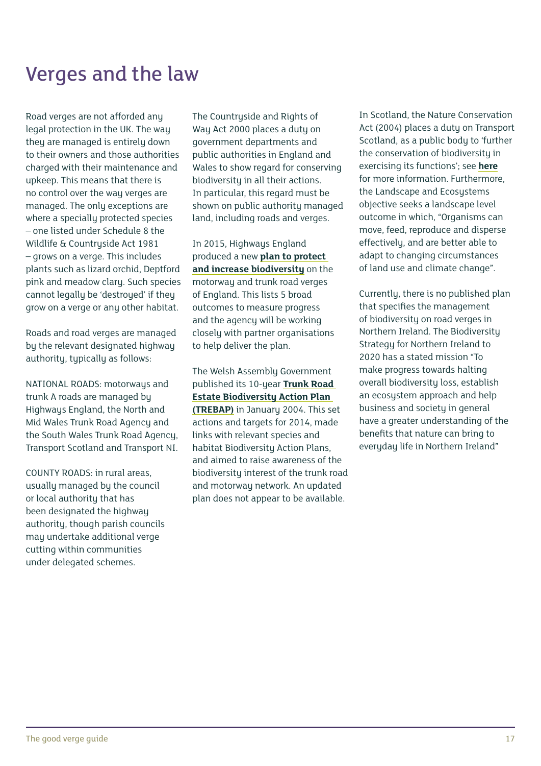# Verges and the law

Road verges are not afforded any legal protection in the UK. The way they are managed is entirely down to their owners and those authorities charged with their maintenance and upkeep. This means that there is no control over the way verges are managed. The only exceptions are where a specially protected species – one listed under Schedule 8 the Wildlife & Countryside Act 1981 – grows on a verge. This includes plants such as lizard orchid, Deptford pink and meadow clary. Such species cannot legally be 'destroyed' if they grow on a verge or any other habitat.

Roads and road verges are managed by the relevant designated highway authority, typically as follows:

NATIONAL ROADS: motorways and trunk A roads are managed by Highways England, the North and Mid Wales Trunk Road Agency and the South Wales Trunk Road Agency, Transport Scotland and Transport NI.

COUNTY ROADS: in rural areas, usually managed by the council or local authority that has been designated the highway authority, though parish councils may undertake additional verge cutting within communities under delegated schemes.

The Countryside and Rights of Way Act 2000 places a duty on government departments and public authorities in England and Wales to show regard for conserving biodiversity in all their actions. In particular, this regard must be shown on public authority managed land, including roads and verges.

In 2015, Highways England produced a new **plan to protect and increase biodiversity** on the motorway and trunk road verges of England. This lists 5 broad outcomes to measure progress and the agency will be working closely with partner organisations to help deliver the plan.

The Welsh Assembly Government published its 10-year **Trunk Road Estate Biodiversity Action Plan (TREBAP)** in January 2004. This set actions and targets for 2014, made links with relevant species and habitat Biodiversity Action Plans, and aimed to raise awareness of the biodiversity interest of the trunk road and motorway network. An updated plan does not appear to be available.

In Scotland, the Nature Conservation Act (2004) places a duty on Transport Scotland, as a public body to 'further the conservation of biodiversity in exercising its functions'; see **here** for more information. Furthermore, the Landscape and Ecosystems objective seeks a landscape level outcome in which, "Organisms can move, feed, reproduce and disperse effectively, and are better able to adapt to changing circumstances of land use and climate change".

Currently, there is no published plan that specifies the management of biodiversity on road verges in Northern Ireland. The Biodiversity Strategy for Northern Ireland to 2020 has a stated mission "To make progress towards halting overall biodiversity loss, establish an ecosystem approach and help business and society in general have a greater understanding of the benefits that nature can bring to everyday life in Northern Ireland"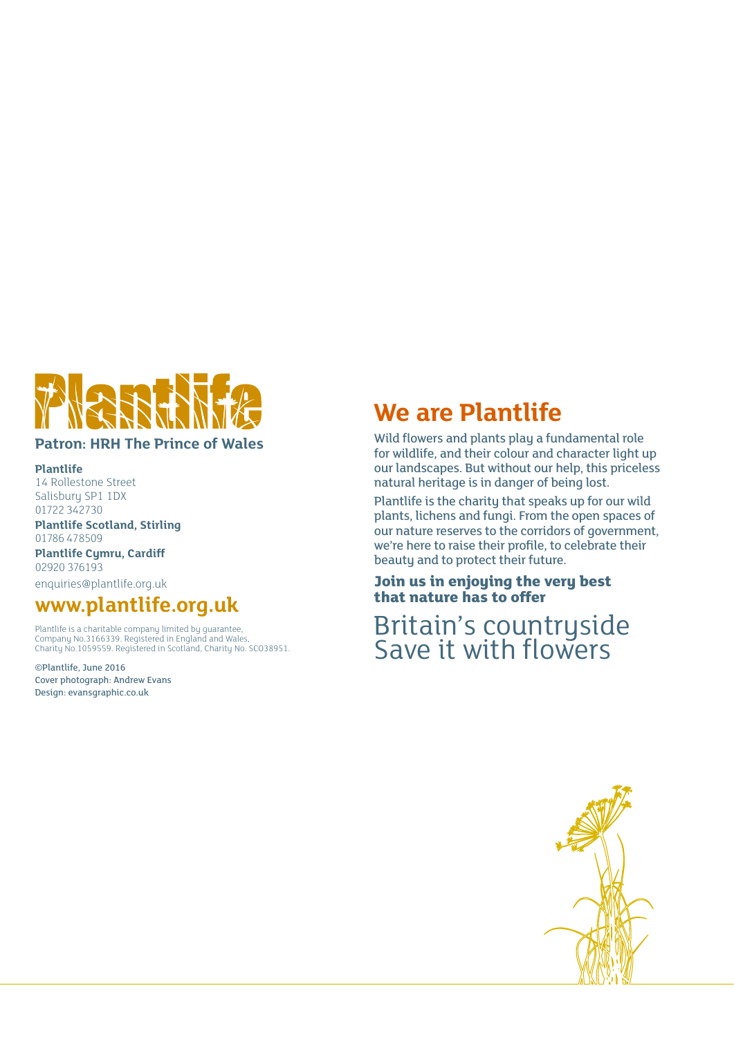Plantlife

**Patron: HRH The Prince of Wales**

**Plantlife**
14 Rollestone Street
Salisbury SP1 1DX
01722 342730

**Plantlife Scotland, Stirling**
01786 478509

**Plantlife Cymru, Cardiff**
02920 376193

enquiries@plantlife.org.uk

**www.plantlife.org.uk**

Plantlife is a charitable company limited by guarantee, Company No.3166339. Registered in England and Wales, Charity No.1059559. Registered in Scotland, Charity No. SC038951.

©Plantlife, June 2016
Cover photograph: Andrew Evans
Design: evansgraphic.co.uk

## We are Plantlife

Wild flowers and plants play a fundamental role for wildlife, and their colour and character light up our landscapes. But without our help, this priceless natural heritage is in danger of being lost.

Plantlife is the charity that speaks up for our wild plants, lichens and fungi. From the open spaces of our nature reserves to the corridors of government, we're here to raise their profile, to celebrate their beauty and to protect their future.

**Join us in enjoying the very best that nature has to offer**

Britain's countryside
Save it with flowers